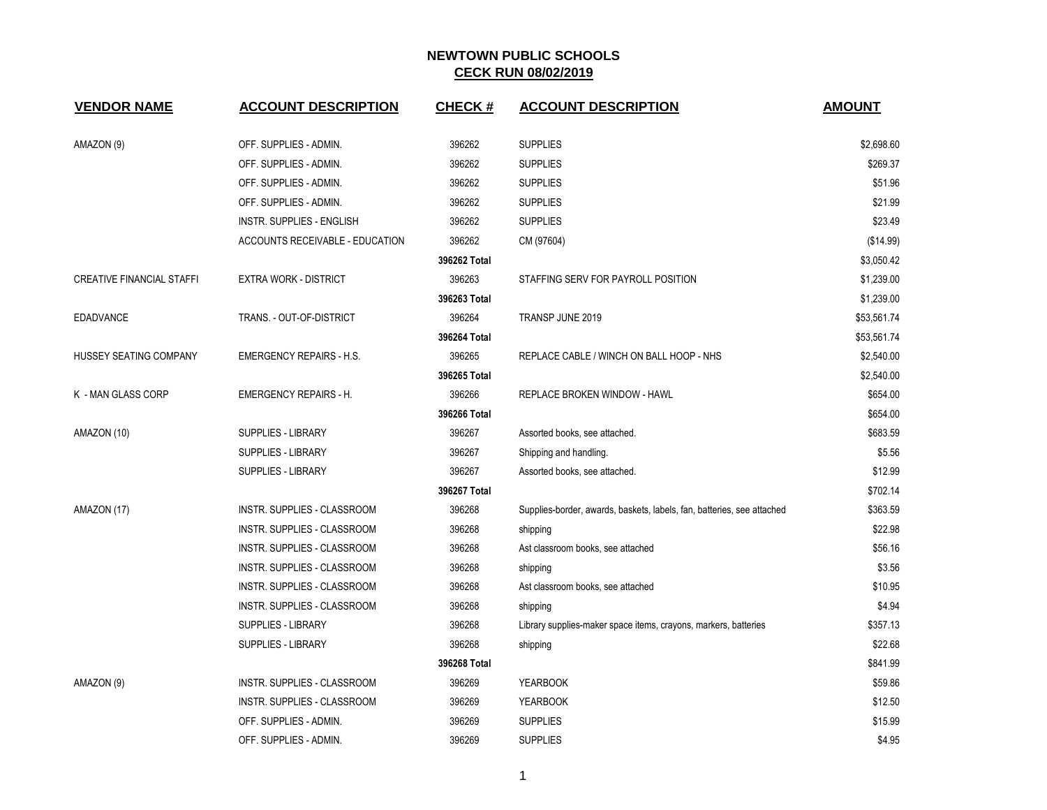# NEWTOWN PUBLIC SCHOOLS

## CECK RUN 08/02/2019

| VENDOR NAME | ACCOUNT DESCRIPTION | CHECK # | ACCOUNT DESCRIPTION | AMOUNT |
|---|---|---|---|---|
| AMAZON (9) | OFF. SUPPLIES - ADMIN. | 396262 | SUPPLIES | $2,698.60 |
| | OFF. SUPPLIES - ADMIN. | 396262 | SUPPLIES | $269.37 |
| | OFF. SUPPLIES - ADMIN. | 396262 | SUPPLIES | $51.96 |
| | OFF. SUPPLIES - ADMIN. | 396262 | SUPPLIES | $21.99 |
| | INSTR. SUPPLIES - ENGLISH | 396262 | SUPPLIES | $23.49 |
| | ACCOUNTS RECEIVABLE - EDUCATION | 396262 | CM (97604) | ($14.99) |
| | | **396262 Total** | | $3,050.42 |
| CREATIVE FINANCIAL STAFFI | EXTRA WORK - DISTRICT | 396263 | STAFFING SERV FOR PAYROLL POSITION | $1,239.00 |
| | | **396263 Total** | | $1,239.00 |
| EDADVANCE | TRANS. - OUT-OF-DISTRICT | 396264 | TRANSP JUNE 2019 | $53,561.74 |
| | | **396264 Total** | | $53,561.74 |
| HUSSEY SEATING COMPANY | EMERGENCY REPAIRS - H.S. | 396265 | REPLACE CABLE / WINCH ON BALL HOOP - NHS | $2,540.00 |
| | | **396265 Total** | | $2,540.00 |
| K - MAN GLASS CORP | EMERGENCY REPAIRS - H. | 396266 | REPLACE BROKEN WINDOW - HAWL | $654.00 |
| | | **396266 Total** | | $654.00 |
| AMAZON (10) | SUPPLIES - LIBRARY | 396267 | Assorted books, see attached. | $683.59 |
| | SUPPLIES - LIBRARY | 396267 | Shipping and handling. | $5.56 |
| | SUPPLIES - LIBRARY | 396267 | Assorted books, see attached. | $12.99 |
| | | **396267 Total** | | $702.14 |
| AMAZON (17) | INSTR. SUPPLIES - CLASSROOM | 396268 | Supplies-border, awards, baskets, labels, fan, batteries, see attached | $363.59 |
| | INSTR. SUPPLIES - CLASSROOM | 396268 | shipping | $22.98 |
| | INSTR. SUPPLIES - CLASSROOM | 396268 | Ast classroom books, see attached | $56.16 |
| | INSTR. SUPPLIES - CLASSROOM | 396268 | shipping | $3.56 |
| | INSTR. SUPPLIES - CLASSROOM | 396268 | Ast classroom books, see attached | $10.95 |
| | INSTR. SUPPLIES - CLASSROOM | 396268 | shipping | $4.94 |
| | SUPPLIES - LIBRARY | 396268 | Library supplies-maker space items, crayons, markers, batteries | $357.13 |
| | SUPPLIES - LIBRARY | 396268 | shipping | $22.68 |
| | | **396268 Total** | | $841.99 |
| AMAZON (9) | INSTR. SUPPLIES - CLASSROOM | 396269 | YEARBOOK | $59.86 |
| | INSTR. SUPPLIES - CLASSROOM | 396269 | YEARBOOK | $12.50 |
| | OFF. SUPPLIES - ADMIN. | 396269 | SUPPLIES | $15.99 |
| | OFF. SUPPLIES - ADMIN. | 396269 | SUPPLIES | $4.95 |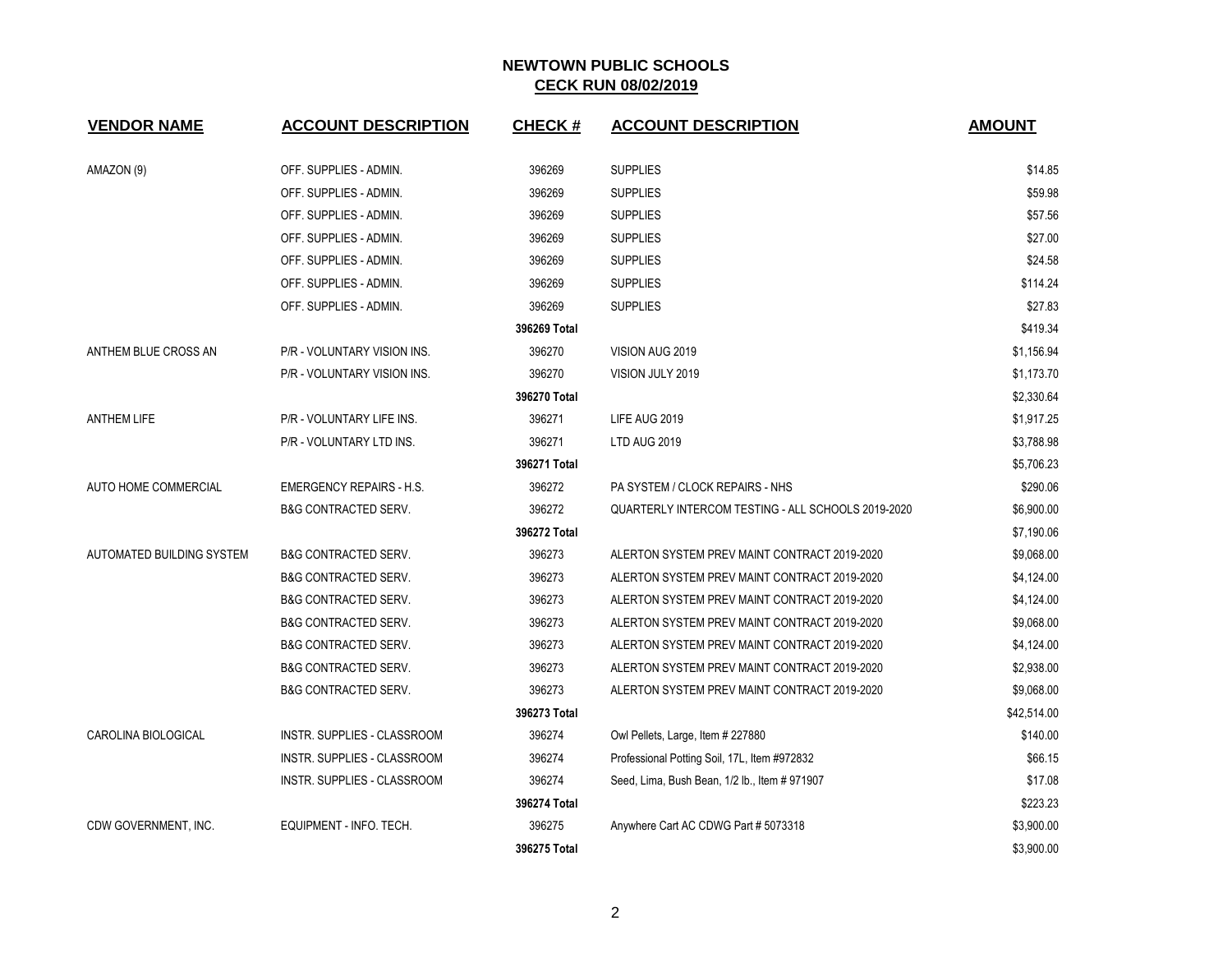# NEWTOWN PUBLIC SCHOOLS

## CECK RUN 08/02/2019

| VENDOR NAME | ACCOUNT DESCRIPTION | CHECK # | ACCOUNT DESCRIPTION | AMOUNT |
|---|---|---|---|---|
| AMAZON (9) | OFF. SUPPLIES - ADMIN. | 396269 | SUPPLIES | $14.85 |
| | OFF. SUPPLIES - ADMIN. | 396269 | SUPPLIES | $59.98 |
| | OFF. SUPPLIES - ADMIN. | 396269 | SUPPLIES | $57.56 |
| | OFF. SUPPLIES - ADMIN. | 396269 | SUPPLIES | $27.00 |
| | OFF. SUPPLIES - ADMIN. | 396269 | SUPPLIES | $24.58 |
| | OFF. SUPPLIES - ADMIN. | 396269 | SUPPLIES | $114.24 |
| | OFF. SUPPLIES - ADMIN. | 396269 | SUPPLIES | $27.83 |
| | | **396269 Total** | | $419.34 |
| ANTHEM BLUE CROSS AN | P/R - VOLUNTARY VISION INS. | 396270 | VISION AUG 2019 | $1,156.94 |
| | P/R - VOLUNTARY VISION INS. | 396270 | VISION JULY 2019 | $1,173.70 |
| | | **396270 Total** | | $2,330.64 |
| ANTHEM LIFE | P/R - VOLUNTARY LIFE INS. | 396271 | LIFE AUG 2019 | $1,917.25 |
| | P/R - VOLUNTARY LTD INS. | 396271 | LTD AUG 2019 | $3,788.98 |
| | | **396271 Total** | | $5,706.23 |
| AUTO HOME COMMERCIAL | EMERGENCY REPAIRS - H.S. | 396272 | PA SYSTEM / CLOCK REPAIRS - NHS | $290.06 |
| | B&G CONTRACTED SERV. | 396272 | QUARTERLY INTERCOM TESTING - ALL SCHOOLS 2019-2020 | $6,900.00 |
| | | **396272 Total** | | $7,190.06 |
| AUTOMATED BUILDING SYSTEM | B&G CONTRACTED SERV. | 396273 | ALERTON SYSTEM PREV MAINT CONTRACT 2019-2020 | $9,068.00 |
| | B&G CONTRACTED SERV. | 396273 | ALERTON SYSTEM PREV MAINT CONTRACT 2019-2020 | $4,124.00 |
| | B&G CONTRACTED SERV. | 396273 | ALERTON SYSTEM PREV MAINT CONTRACT 2019-2020 | $4,124.00 |
| | B&G CONTRACTED SERV. | 396273 | ALERTON SYSTEM PREV MAINT CONTRACT 2019-2020 | $9,068.00 |
| | B&G CONTRACTED SERV. | 396273 | ALERTON SYSTEM PREV MAINT CONTRACT 2019-2020 | $4,124.00 |
| | B&G CONTRACTED SERV. | 396273 | ALERTON SYSTEM PREV MAINT CONTRACT 2019-2020 | $2,938.00 |
| | B&G CONTRACTED SERV. | 396273 | ALERTON SYSTEM PREV MAINT CONTRACT 2019-2020 | $9,068.00 |
| | | **396273 Total** | | $42,514.00 |
| CAROLINA BIOLOGICAL | INSTR. SUPPLIES - CLASSROOM | 396274 | Owl Pellets, Large, Item # 227880 | $140.00 |
| | INSTR. SUPPLIES - CLASSROOM | 396274 | Professional Potting Soil, 17L, Item #972832 | $66.15 |
| | INSTR. SUPPLIES - CLASSROOM | 396274 | Seed, Lima, Bush Bean, 1/2 lb., Item # 971907 | $17.08 |
| | | **396274 Total** | | $223.23 |
| CDW GOVERNMENT, INC. | EQUIPMENT - INFO. TECH. | 396275 | Anywhere Cart AC CDWG Part # 5073318 | $3,900.00 |
| | | **396275 Total** | | $3,900.00 |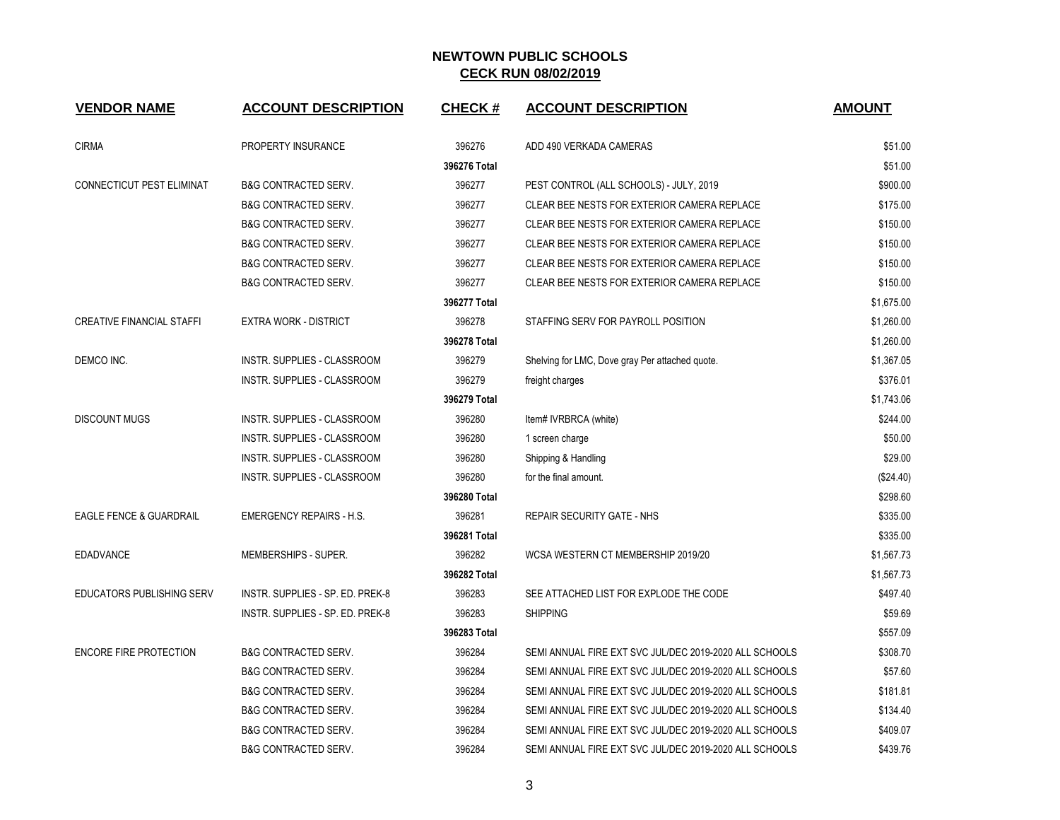# NEWTOWN PUBLIC SCHOOLS
## CECK RUN 08/02/2019

| VENDOR NAME | ACCOUNT DESCRIPTION | CHECK # | ACCOUNT DESCRIPTION | AMOUNT |
|---|---|---|---|---|
| CIRMA | PROPERTY INSURANCE | 396276 | ADD 490 VERKADA CAMERAS | $51.00 |
| | | **396276 Total** | | $51.00 |
| CONNECTICUT PEST ELIMINAT | B&G CONTRACTED SERV. | 396277 | PEST CONTROL (ALL SCHOOLS) - JULY, 2019 | $900.00 |
| | B&G CONTRACTED SERV. | 396277 | CLEAR BEE NESTS FOR EXTERIOR CAMERA REPLACE | $175.00 |
| | B&G CONTRACTED SERV. | 396277 | CLEAR BEE NESTS FOR EXTERIOR CAMERA REPLACE | $150.00 |
| | B&G CONTRACTED SERV. | 396277 | CLEAR BEE NESTS FOR EXTERIOR CAMERA REPLACE | $150.00 |
| | B&G CONTRACTED SERV. | 396277 | CLEAR BEE NESTS FOR EXTERIOR CAMERA REPLACE | $150.00 |
| | B&G CONTRACTED SERV. | 396277 | CLEAR BEE NESTS FOR EXTERIOR CAMERA REPLACE | $150.00 |
| | | **396277 Total** | | $1,675.00 |
| CREATIVE FINANCIAL STAFFI | EXTRA WORK - DISTRICT | 396278 | STAFFING SERV FOR PAYROLL POSITION | $1,260.00 |
| | | **396278 Total** | | $1,260.00 |
| DEMCO INC. | INSTR. SUPPLIES - CLASSROOM | 396279 | Shelving for LMC, Dove gray Per attached quote. | $1,367.05 |
| | INSTR. SUPPLIES - CLASSROOM | 396279 | freight charges | $376.01 |
| | | **396279 Total** | | $1,743.06 |
| DISCOUNT MUGS | INSTR. SUPPLIES - CLASSROOM | 396280 | Item# IVRBRCA (white) | $244.00 |
| | INSTR. SUPPLIES - CLASSROOM | 396280 | 1 screen charge | $50.00 |
| | INSTR. SUPPLIES - CLASSROOM | 396280 | Shipping & Handling | $29.00 |
| | INSTR. SUPPLIES - CLASSROOM | 396280 | for the final amount. | ($24.40) |
| | | **396280 Total** | | $298.60 |
| EAGLE FENCE & GUARDRAIL | EMERGENCY REPAIRS - H.S. | 396281 | REPAIR SECURITY GATE - NHS | $335.00 |
| | | **396281 Total** | | $335.00 |
| EDADVANCE | MEMBERSHIPS - SUPER. | 396282 | WCSA WESTERN CT MEMBERSHIP 2019/20 | $1,567.73 |
| | | **396282 Total** | | $1,567.73 |
| EDUCATORS PUBLISHING SERV | INSTR. SUPPLIES - SP. ED. PREK-8 | 396283 | SEE ATTACHED LIST FOR EXPLODE THE CODE | $497.40 |
| | INSTR. SUPPLIES - SP. ED. PREK-8 | 396283 | SHIPPING | $59.69 |
| | | **396283 Total** | | $557.09 |
| ENCORE FIRE PROTECTION | B&G CONTRACTED SERV. | 396284 | SEMI ANNUAL FIRE EXT SVC JUL/DEC 2019-2020 ALL SCHOOLS | $308.70 |
| | B&G CONTRACTED SERV. | 396284 | SEMI ANNUAL FIRE EXT SVC JUL/DEC 2019-2020 ALL SCHOOLS | $57.60 |
| | B&G CONTRACTED SERV. | 396284 | SEMI ANNUAL FIRE EXT SVC JUL/DEC 2019-2020 ALL SCHOOLS | $181.81 |
| | B&G CONTRACTED SERV. | 396284 | SEMI ANNUAL FIRE EXT SVC JUL/DEC 2019-2020 ALL SCHOOLS | $134.40 |
| | B&G CONTRACTED SERV. | 396284 | SEMI ANNUAL FIRE EXT SVC JUL/DEC 2019-2020 ALL SCHOOLS | $409.07 |
| | B&G CONTRACTED SERV. | 396284 | SEMI ANNUAL FIRE EXT SVC JUL/DEC 2019-2020 ALL SCHOOLS | $439.76 |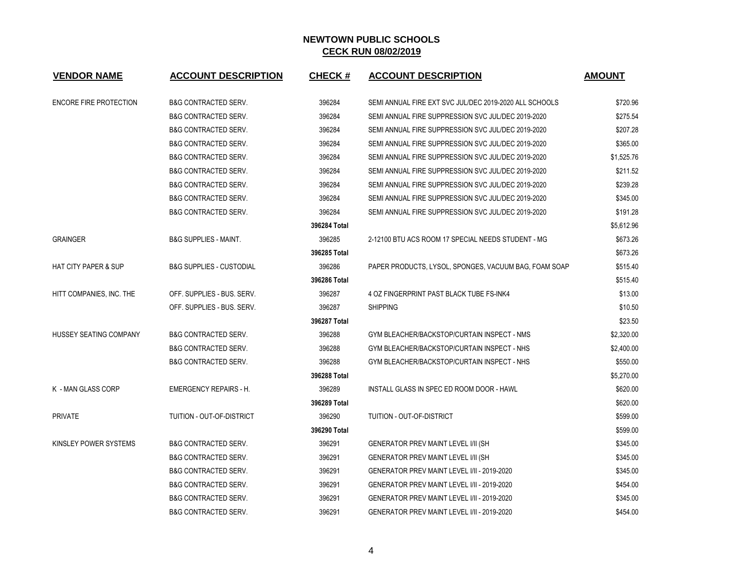# NEWTOWN PUBLIC SCHOOLS

## CECK RUN 08/02/2019

| VENDOR NAME | ACCOUNT DESCRIPTION | CHECK # | ACCOUNT DESCRIPTION | AMOUNT |
|---|---|---|---|---|
| ENCORE FIRE PROTECTION | B&G CONTRACTED SERV. | 396284 | SEMI ANNUAL FIRE EXT SVC JUL/DEC 2019-2020 ALL SCHOOLS | $720.96 |
| | B&G CONTRACTED SERV. | 396284 | SEMI ANNUAL FIRE SUPPRESSION SVC JUL/DEC 2019-2020 | $275.54 |
| | B&G CONTRACTED SERV. | 396284 | SEMI ANNUAL FIRE SUPPRESSION SVC JUL/DEC 2019-2020 | $207.28 |
| | B&G CONTRACTED SERV. | 396284 | SEMI ANNUAL FIRE SUPPRESSION SVC JUL/DEC 2019-2020 | $365.00 |
| | B&G CONTRACTED SERV. | 396284 | SEMI ANNUAL FIRE SUPPRESSION SVC JUL/DEC 2019-2020 | $1,525.76 |
| | B&G CONTRACTED SERV. | 396284 | SEMI ANNUAL FIRE SUPPRESSION SVC JUL/DEC 2019-2020 | $211.52 |
| | B&G CONTRACTED SERV. | 396284 | SEMI ANNUAL FIRE SUPPRESSION SVC JUL/DEC 2019-2020 | $239.28 |
| | B&G CONTRACTED SERV. | 396284 | SEMI ANNUAL FIRE SUPPRESSION SVC JUL/DEC 2019-2020 | $345.00 |
| | B&G CONTRACTED SERV. | 396284 | SEMI ANNUAL FIRE SUPPRESSION SVC JUL/DEC 2019-2020 | $191.28 |
| | | **396284 Total** | | $5,612.96 |
| GRAINGER | B&G SUPPLIES - MAINT. | 396285 | 2-12100 BTU ACS ROOM 17 SPECIAL NEEDS STUDENT - MG | $673.26 |
| | | **396285 Total** | | $673.26 |
| HAT CITY PAPER & SUP | B&G SUPPLIES - CUSTODIAL | 396286 | PAPER PRODUCTS, LYSOL, SPONGES, VACUUM BAG, FOAM SOAP | $515.40 |
| | | **396286 Total** | | $515.40 |
| HITT COMPANIES, INC. THE | OFF. SUPPLIES - BUS. SERV. | 396287 | 4 OZ FINGERPRINT PAST BLACK TUBE FS-INK4 | $13.00 |
| | OFF. SUPPLIES - BUS. SERV. | 396287 | SHIPPING | $10.50 |
| | | **396287 Total** | | $23.50 |
| HUSSEY SEATING COMPANY | B&G CONTRACTED SERV. | 396288 | GYM BLEACHER/BACKSTOP/CURTAIN INSPECT - NMS | $2,320.00 |
| | B&G CONTRACTED SERV. | 396288 | GYM BLEACHER/BACKSTOP/CURTAIN INSPECT - NHS | $2,400.00 |
| | B&G CONTRACTED SERV. | 396288 | GYM BLEACHER/BACKSTOP/CURTAIN INSPECT - NHS | $550.00 |
| | | **396288 Total** | | $5,270.00 |
| K - MAN GLASS CORP | EMERGENCY REPAIRS - H. | 396289 | INSTALL GLASS IN SPEC ED ROOM DOOR - HAWL | $620.00 |
| | | **396289 Total** | | $620.00 |
| PRIVATE | TUITION - OUT-OF-DISTRICT | 396290 | TUITION - OUT-OF-DISTRICT | $599.00 |
| | | **396290 Total** | | $599.00 |
| KINSLEY POWER SYSTEMS | B&G CONTRACTED SERV. | 396291 | GENERATOR PREV MAINT LEVEL I/II (SH | $345.00 |
| | B&G CONTRACTED SERV. | 396291 | GENERATOR PREV MAINT LEVEL I/II (SH | $345.00 |
| | B&G CONTRACTED SERV. | 396291 | GENERATOR PREV MAINT LEVEL I/II - 2019-2020 | $345.00 |
| | B&G CONTRACTED SERV. | 396291 | GENERATOR PREV MAINT LEVEL I/II - 2019-2020 | $454.00 |
| | B&G CONTRACTED SERV. | 396291 | GENERATOR PREV MAINT LEVEL I/II - 2019-2020 | $345.00 |
| | B&G CONTRACTED SERV. | 396291 | GENERATOR PREV MAINT LEVEL I/II - 2019-2020 | $454.00 |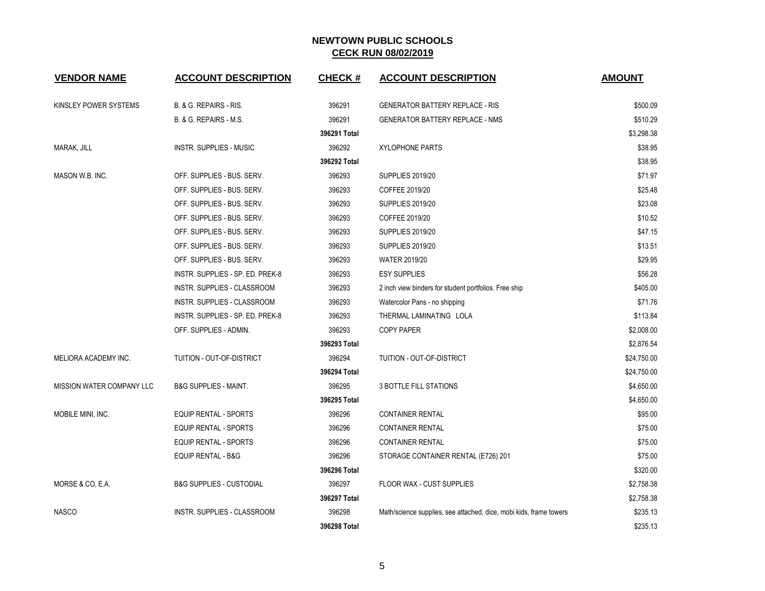## NEWTOWN PUBLIC SCHOOLS
## CECK RUN 08/02/2019

| VENDOR NAME | ACCOUNT DESCRIPTION | CHECK # | ACCOUNT DESCRIPTION | AMOUNT |
|---|---|---|---|---|
| KINSLEY POWER SYSTEMS | B. & G. REPAIRS - RIS. | 396291 | GENERATOR BATTERY REPLACE - RIS | $500.09 |
| | B. & G. REPAIRS - M.S. | 396291 | GENERATOR BATTERY REPLACE - NMS | $510.29 |
| | | 396291 Total | | $3,298.38 |
| MARAK, JILL | INSTR. SUPPLIES - MUSIC | 396292 | XYLOPHONE PARTS | $38.95 |
| | | 396292 Total | | $38.95 |
| MASON W.B. INC. | OFF. SUPPLIES - BUS. SERV. | 396293 | SUPPLIES 2019/20 | $71.97 |
| | OFF. SUPPLIES - BUS. SERV. | 396293 | COFFEE 2019/20 | $25.48 |
| | OFF. SUPPLIES - BUS. SERV. | 396293 | SUPPLIES 2019/20 | $23.08 |
| | OFF. SUPPLIES - BUS. SERV. | 396293 | COFFEE 2019/20 | $10.52 |
| | OFF. SUPPLIES - BUS. SERV. | 396293 | SUPPLIES 2019/20 | $47.15 |
| | OFF. SUPPLIES - BUS. SERV. | 396293 | SUPPLIES 2019/20 | $13.51 |
| | OFF. SUPPLIES - BUS. SERV. | 396293 | WATER 2019/20 | $29.95 |
| | INSTR. SUPPLIES - SP. ED. PREK-8 | 396293 | ESY SUPPLIES | $56.28 |
| | INSTR. SUPPLIES - CLASSROOM | 396293 | 2 inch view binders for student portfolios. Free ship | $405.00 |
| | INSTR. SUPPLIES - CLASSROOM | 396293 | Watercolor Pans - no shipping | $71.76 |
| | INSTR. SUPPLIES - SP. ED. PREK-8 | 396293 | THERMAL LAMINATING LOLA | $113.84 |
| | OFF. SUPPLIES - ADMIN. | 396293 | COPY PAPER | $2,008.00 |
| | | 396293 Total | | $2,876.54 |
| MELIORA ACADEMY INC. | TUITION - OUT-OF-DISTRICT | 396294 | TUITION - OUT-OF-DISTRICT | $24,750.00 |
| | | 396294 Total | | $24,750.00 |
| MISSION WATER COMPANY LLC | B&G SUPPLIES - MAINT. | 396295 | 3 BOTTLE FILL STATIONS | $4,650.00 |
| | | 396295 Total | | $4,650.00 |
| MOBILE MINI, INC. | EQUIP RENTAL - SPORTS | 396296 | CONTAINER RENTAL | $95.00 |
| | EQUIP RENTAL - SPORTS | 396296 | CONTAINER RENTAL | $75.00 |
| | EQUIP RENTAL - SPORTS | 396296 | CONTAINER RENTAL | $75.00 |
| | EQUIP RENTAL - B&G | 396296 | STORAGE CONTAINER RENTAL (E726) 201 | $75.00 |
| | | 396296 Total | | $320.00 |
| MORSE & CO, E.A. | B&G SUPPLIES - CUSTODIAL | 396297 | FLOOR WAX - CUST SUPPLIES | $2,758.38 |
| | | 396297 Total | | $2,758.38 |
| NASCO | INSTR. SUPPLIES - CLASSROOM | 396298 | Math/science supplies, see attached, dice, mobi kids, frame towers | $235.13 |
| | | 396298 Total | | $235.13 |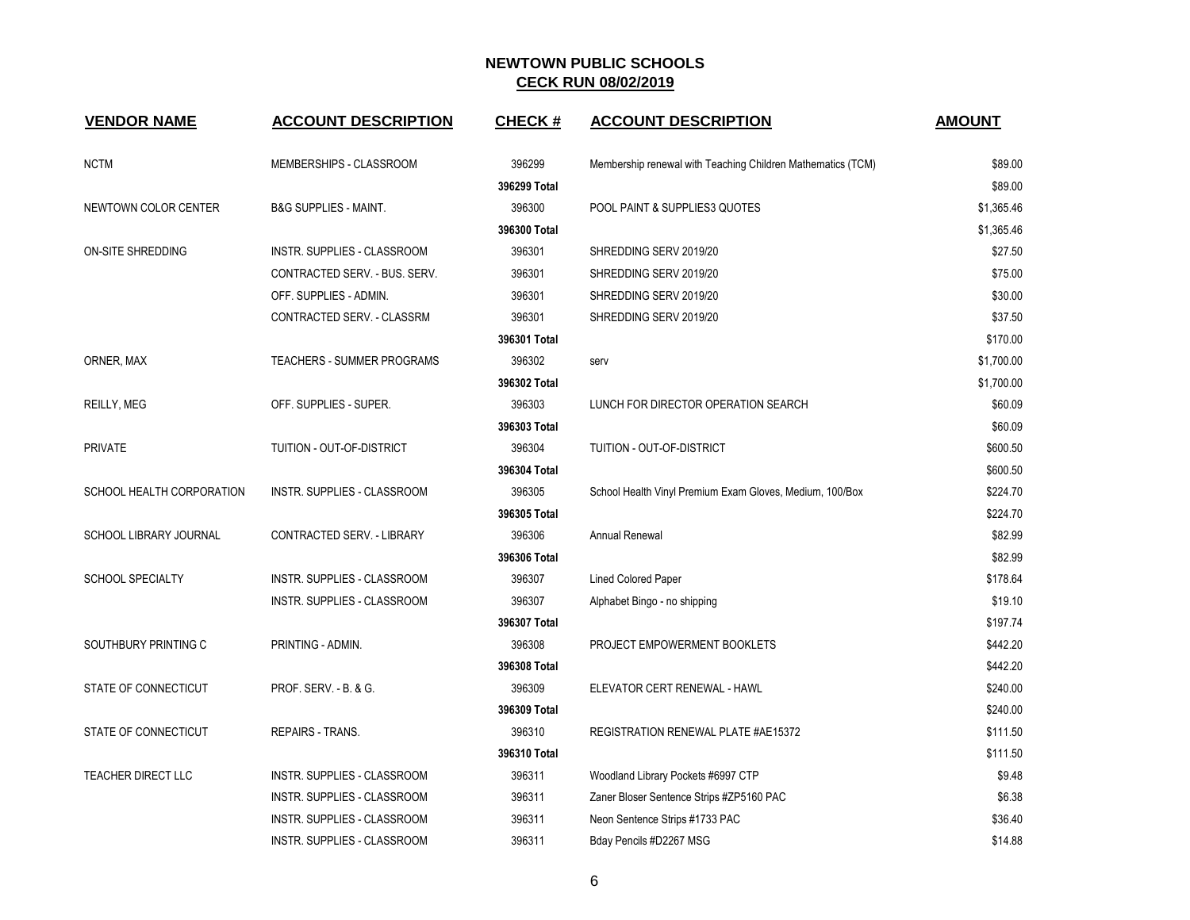# NEWTOWN PUBLIC SCHOOLS

## CECK RUN 08/02/2019

| VENDOR NAME | ACCOUNT DESCRIPTION | CHECK # | ACCOUNT DESCRIPTION | AMOUNT |
|---|---|---|---|---|
| NCTM | MEMBERSHIPS - CLASSROOM | 396299 | Membership renewal with Teaching Children Mathematics (TCM) | $89.00 |
| | | **396299 Total** | | $89.00 |
| NEWTOWN COLOR CENTER | B&G SUPPLIES - MAINT. | 396300 | POOL PAINT & SUPPLIES3 QUOTES | $1,365.46 |
| | | **396300 Total** | | $1,365.46 |
| ON-SITE SHREDDING | INSTR. SUPPLIES - CLASSROOM | 396301 | SHREDDING SERV 2019/20 | $27.50 |
| | CONTRACTED SERV. - BUS. SERV. | 396301 | SHREDDING SERV 2019/20 | $75.00 |
| | OFF. SUPPLIES - ADMIN. | 396301 | SHREDDING SERV 2019/20 | $30.00 |
| | CONTRACTED SERV. - CLASSRM | 396301 | SHREDDING SERV 2019/20 | $37.50 |
| | | **396301 Total** | | $170.00 |
| ORNER, MAX | TEACHERS - SUMMER PROGRAMS | 396302 | serv | $1,700.00 |
| | | **396302 Total** | | $1,700.00 |
| REILLY, MEG | OFF. SUPPLIES - SUPER. | 396303 | LUNCH FOR DIRECTOR OPERATION SEARCH | $60.09 |
| | | **396303 Total** | | $60.09 |
| PRIVATE | TUITION - OUT-OF-DISTRICT | 396304 | TUITION - OUT-OF-DISTRICT | $600.50 |
| | | **396304 Total** | | $600.50 |
| SCHOOL HEALTH CORPORATION | INSTR. SUPPLIES - CLASSROOM | 396305 | School Health Vinyl Premium Exam Gloves, Medium, 100/Box | $224.70 |
| | | **396305 Total** | | $224.70 |
| SCHOOL LIBRARY JOURNAL | CONTRACTED SERV. - LIBRARY | 396306 | Annual Renewal | $82.99 |
| | | **396306 Total** | | $82.99 |
| SCHOOL SPECIALTY | INSTR. SUPPLIES - CLASSROOM | 396307 | Lined Colored Paper | $178.64 |
| | INSTR. SUPPLIES - CLASSROOM | 396307 | Alphabet Bingo - no shipping | $19.10 |
| | | **396307 Total** | | $197.74 |
| SOUTHBURY PRINTING C | PRINTING - ADMIN. | 396308 | PROJECT EMPOWERMENT BOOKLETS | $442.20 |
| | | **396308 Total** | | $442.20 |
| STATE OF CONNECTICUT | PROF. SERV. - B. & G. | 396309 | ELEVATOR CERT RENEWAL - HAWL | $240.00 |
| | | **396309 Total** | | $240.00 |
| STATE OF CONNECTICUT | REPAIRS - TRANS. | 396310 | REGISTRATION RENEWAL PLATE #AE15372 | $111.50 |
| | | **396310 Total** | | $111.50 |
| TEACHER DIRECT LLC | INSTR. SUPPLIES - CLASSROOM | 396311 | Woodland Library Pockets #6997 CTP | $9.48 |
| | INSTR. SUPPLIES - CLASSROOM | 396311 | Zaner Bloser Sentence Strips #ZP5160 PAC | $6.38 |
| | INSTR. SUPPLIES - CLASSROOM | 396311 | Neon Sentence Strips #1733 PAC | $36.40 |
| | INSTR. SUPPLIES - CLASSROOM | 396311 | Bday Pencils #D2267 MSG | $14.88 |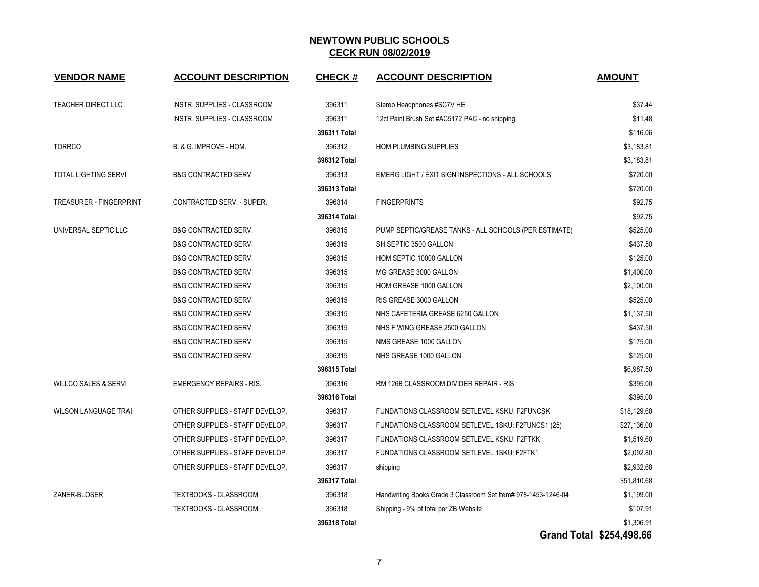# NEWTOWN PUBLIC SCHOOLS
## CECK RUN 08/02/2019

| VENDOR NAME | ACCOUNT DESCRIPTION | CHECK # | ACCOUNT DESCRIPTION | AMOUNT |
|---|---|---|---|---|
| TEACHER DIRECT LLC | INSTR. SUPPLIES - CLASSROOM | 396311 | Stereo Headphones #SC7V HE | $37.44 |
| | INSTR. SUPPLIES - CLASSROOM | 396311 | 12ct Paint Brush Set #AC5172 PAC - no shipping | $11.48 |
| | | **396311 Total** | | $116.06 |
| TORRCO | B. & G. IMPROVE - HOM. | 396312 | HOM PLUMBING SUPPLIES | $3,183.81 |
| | | **396312 Total** | | $3,183.81 |
| TOTAL LIGHTING SERVI | B&G CONTRACTED SERV. | 396313 | EMERG LIGHT / EXIT SIGN INSPECTIONS - ALL SCHOOLS | $720.00 |
| | | **396313 Total** | | $720.00 |
| TREASURER - FINGERPRINT | CONTRACTED SERV. - SUPER. | 396314 | FINGERPRINTS | $92.75 |
| | | **396314 Total** | | $92.75 |
| UNIVERSAL SEPTIC LLC | B&G CONTRACTED SERV. | 396315 | PUMP SEPTIC/GREASE TANKS - ALL SCHOOLS (PER ESTIMATE) | $525.00 |
| | B&G CONTRACTED SERV. | 396315 | SH SEPTIC 3500 GALLON | $437.50 |
| | B&G CONTRACTED SERV. | 396315 | HOM SEPTIC 10000 GALLON | $125.00 |
| | B&G CONTRACTED SERV. | 396315 | MG GREASE 3000 GALLON | $1,400.00 |
| | B&G CONTRACTED SERV. | 396315 | HOM GREASE 1000 GALLON | $2,100.00 |
| | B&G CONTRACTED SERV. | 396315 | RIS GREASE 3000 GALLON | $525.00 |
| | B&G CONTRACTED SERV. | 396315 | NHS CAFETERIA GREASE 6250 GALLON | $1,137.50 |
| | B&G CONTRACTED SERV. | 396315 | NHS F WING GREASE 2500 GALLON | $437.50 |
| | B&G CONTRACTED SERV. | 396315 | NMS GREASE 1000 GALLON | $175.00 |
| | B&G CONTRACTED SERV. | 396315 | NHS GREASE 1000 GALLON | $125.00 |
| | | **396315 Total** | | $6,987.50 |
| WILLCO SALES & SERVI | EMERGENCY REPAIRS - RIS. | 396316 | RM 126B CLASSROOM DIVIDER REPAIR - RIS | $395.00 |
| | | **396316 Total** | | $395.00 |
| WILSON LANGUAGE TRAI | OTHER SUPPLIES - STAFF DEVELOP. | 396317 | FUNDATIONS CLASSROOM SETLEVEL KSKU: F2FUNCSK | $18,129.60 |
| | OTHER SUPPLIES - STAFF DEVELOP. | 396317 | FUNDATIONS CLASSROOM SETLEVEL 1SKU: F2FUNCS1 (25) | $27,136.00 |
| | OTHER SUPPLIES - STAFF DEVELOP. | 396317 | FUNDATIONS CLASSROOM SETLEVEL KSKU: F2FTKK | $1,519.60 |
| | OTHER SUPPLIES - STAFF DEVELOP. | 396317 | FUNDATIONS CLASSROOM SETLEVEL 1SKU: F2FTK1 | $2,092.80 |
| | OTHER SUPPLIES - STAFF DEVELOP. | 396317 | shipping | $2,932.68 |
| | | **396317 Total** | | $51,810.68 |
| ZANER-BLOSER | TEXTBOOKS - CLASSROOM | 396318 | Handwriting Books Grade 3 Classroom Set Item# 978-1453-1246-04 | $1,199.00 |
| | TEXTBOOKS - CLASSROOM | 396318 | Shipping - 9% of total per ZB Website | $107.91 |
| | | **396318 Total** | | $1,306.91 |
| | | | **Grand Total** | **$254,498.66** |